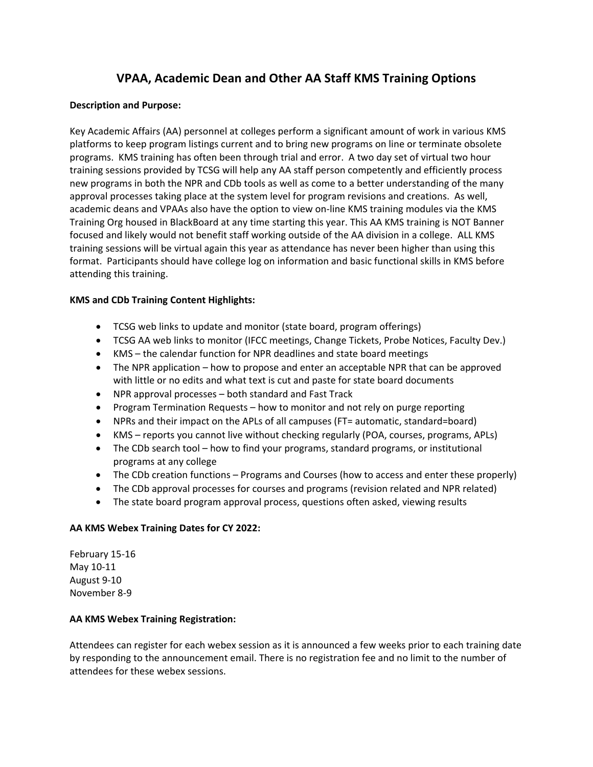# VPAA, Academic Dean and Other AA Staff KMS Training Options

**Description and Purpose:**

Key Academic Affairs (AA) personnel at colleges perform a significant amount of work in various KMS platforms to keep program listings current and to bring new programs on line or terminate obsolete programs. KMS training has often been through trial and error. A two day set of virtual two hour training sessions provided by TCSG will help any AA staff person competently and efficiently process new programs in both the NPR and CDb tools as well as come to a better understanding of the many approval processes taking place at the system level for program revisions and creations. As well, academic deans and VPAAs also have the option to view on-line KMS training modules via the KMS Training Org housed in BlackBoard at any time starting this year. This AA KMS training is NOT Banner focused and likely would not benefit staff working outside of the AA division in a college. ALL KMS training sessions will be virtual again this year as attendance has never been higher than using this format. Participants should have college log on information and basic functional skills in KMS before attending this training.

**KMS and CDb Training Content Highlights:**

- TCSG web links to update and monitor (state board, program offerings)
- TCSG AA web links to monitor (IFCC meetings, Change Tickets, Probe Notices, Faculty Dev.)
- KMS – the calendar function for NPR deadlines and state board meetings
- The NPR application – how to propose and enter an acceptable NPR that can be approved with little or no edits and what text is cut and paste for state board documents
- NPR approval processes – both standard and Fast Track
- Program Termination Requests – how to monitor and not rely on purge reporting
- NPRs and their impact on the APLs of all campuses (FT= automatic, standard=board)
- KMS – reports you cannot live without checking regularly (POA, courses, programs, APLs)
- The CDb search tool – how to find your programs, standard programs, or institutional programs at any college
- The CDb creation functions – Programs and Courses (how to access and enter these properly)
- The CDb approval processes for courses and programs (revision related and NPR related)
- The state board program approval process, questions often asked, viewing results

**AA KMS Webex Training Dates for CY 2022:**

February 15-16
May 10-11
August 9-10
November 8-9

**AA KMS Webex Training Registration:**

Attendees can register for each webex session as it is announced a few weeks prior to each training date by responding to the announcement email. There is no registration fee and no limit to the number of attendees for these webex sessions.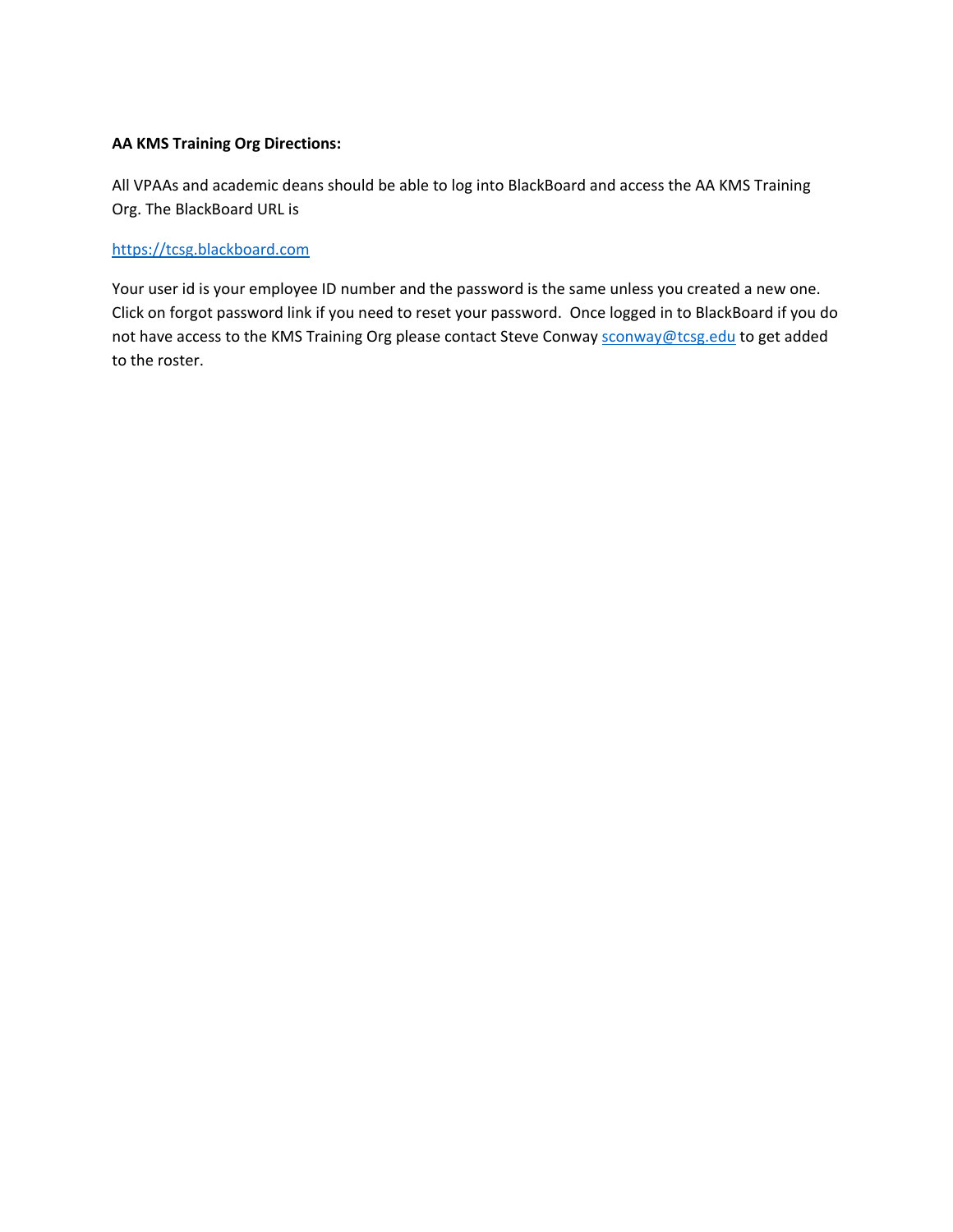**AA KMS Training Org Directions:**

All VPAAs and academic deans should be able to log into BlackBoard and access the AA KMS Training Org. The BlackBoard URL is

https://tcsg.blackboard.com

Your user id is your employee ID number and the password is the same unless you created a new one. Click on forgot password link if you need to reset your password. Once logged in to BlackBoard if you do not have access to the KMS Training Org please contact Steve Conway sconway@tcsg.edu to get added to the roster.